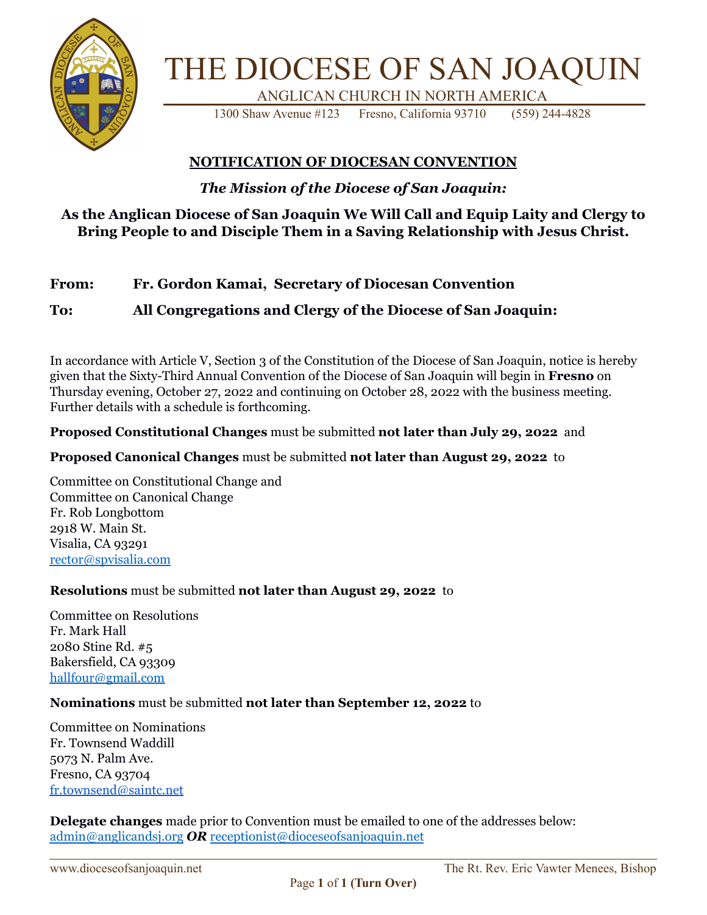# THE DIOCESE OF SAN JOAQUIN

ANGLICAN CHURCH IN NORTH AMERICA

1300 Shaw Avenue #123 Fresno, California 93710 (559) 244-4828

## NOTIFICATION OF DIOCESAN CONVENTION

***The Mission of the Diocese of San Joaquin:***

**As the Anglican Diocese of San Joaquin We Will Call and Equip Laity and Clergy to Bring People to and Disciple Them in a Saving Relationship with Jesus Christ.**

**From: Fr. Gordon Kamai, Secretary of Diocesan Convention**

**To: All Congregations and Clergy of the Diocese of San Joaquin:**

In accordance with Article V, Section 3 of the Constitution of the Diocese of San Joaquin, notice is hereby given that the Sixty-Third Annual Convention of the Diocese of San Joaquin will begin in **Fresno** on Thursday evening, October 27, 2022 and continuing on October 28, 2022 with the business meeting. Further details with a schedule is forthcoming.

**Proposed Constitutional Changes** must be submitted **not later than July 29, 2022** and

**Proposed Canonical Changes** must be submitted **not later than August 29, 2022** to

Committee on Constitutional Change and
Committee on Canonical Change
Fr. Rob Longbottom
2918 W. Main St.
Visalia, CA 93291
rector@spvisalia.com

**Resolutions** must be submitted **not later than August 29, 2022** to

Committee on Resolutions
Fr. Mark Hall
2080 Stine Rd. #5
Bakersfield, CA 93309
hallfour@gmail.com

**Nominations** must be submitted **not later than September 12, 2022** to

Committee on Nominations
Fr. Townsend Waddill
5073 N. Palm Ave.
Fresno, CA 93704
fr.townsend@saintc.net

**Delegate changes** made prior to Convention must be emailed to one of the addresses below:
admin@anglicandsj.org ***OR*** receptionist@dioceseofsanjoaquin.net

www.dioceseofsanjoaquin.net The Rt. Rev. Eric Vawter Menees, Bishop

**(Turn Over)**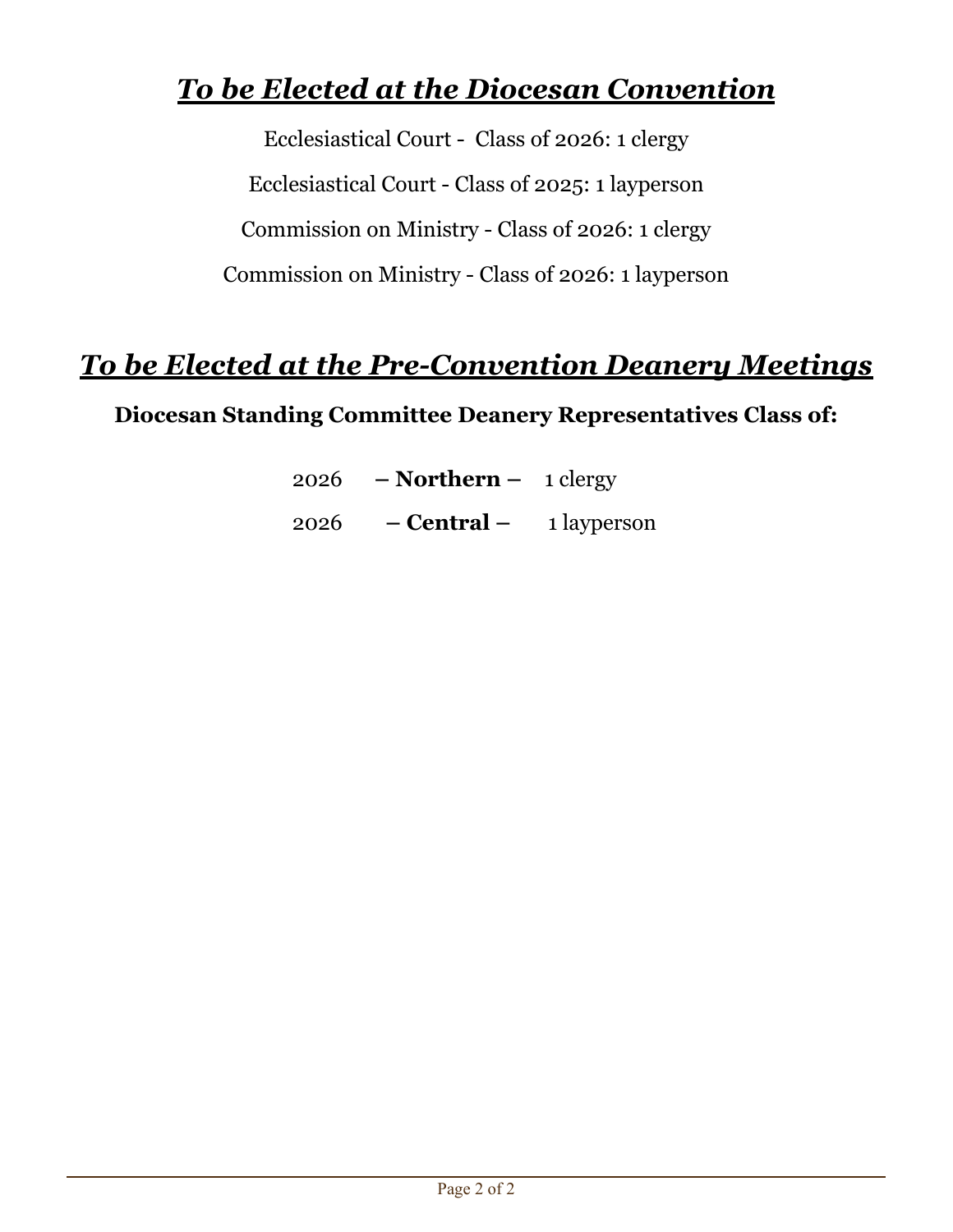## *To be Elected at the Diocesan Convention*

Ecclesiastical Court - Class of 2026: 1 clergy

Ecclesiastical Court - Class of 2025: 1 layperson

Commission on Ministry - Class of 2026: 1 clergy

Commission on Ministry - Class of 2026: 1 layperson

## *To be Elected at the Pre-Convention Deanery Meetings*

**Diocesan Standing Committee Deanery Representatives Class of:**

2026 – **Northern** – 1 clergy

2026 – **Central** – 1 layperson